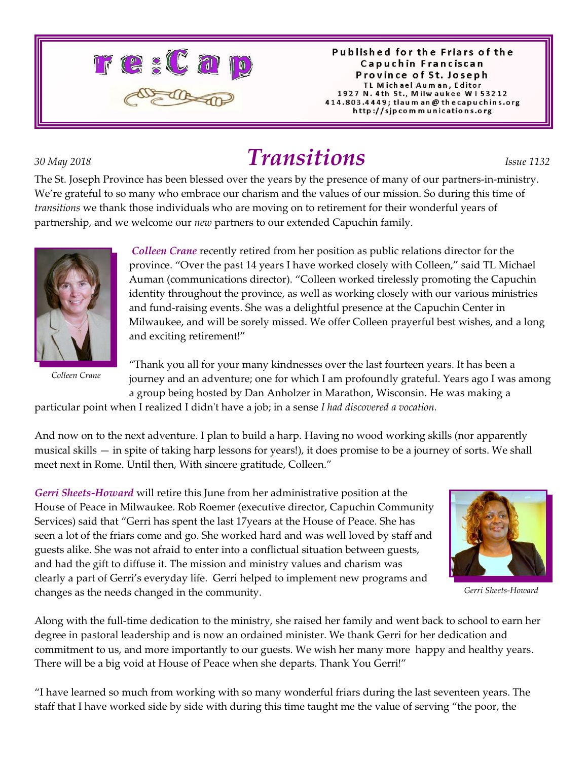# re:Cap

Published for the Friars of the Capuchin Franciscan Province of St. Joseph
TL Michael Auman, Editor
1927 N. 4th St., Milwaukee WI 53212
414.803.4449; tlauman@thecapuchins.org
http://sjpcommunications.org

*30 May 2018*

# *Transitions*

*Issue 1132*

The St. Joseph Province has been blessed over the years by the presence of many of our partners-in-ministry. We're grateful to so many who embrace our charism and the values of our mission. So during this time of *transitions* we thank those individuals who are moving on to retirement for their wonderful years of partnership, and we welcome our *new* partners to our extended Capuchin family.

*Colleen Crane*

***Colleen Crane*** recently retired from her position as public relations director for the province. "Over the past 14 years I have worked closely with Colleen," said TL Michael Auman (communications director). "Colleen worked tirelessly promoting the Capuchin identity throughout the province, as well as working closely with our various ministries and fund-raising events. She was a delightful presence at the Capuchin Center in Milwaukee, and will be sorely missed. We offer Colleen prayerful best wishes, and a long and exciting retirement!"

"Thank you all for your many kindnesses over the last fourteen years. It has been a journey and an adventure; one for which I am profoundly grateful. Years ago I was among a group being hosted by Dan Anholzer in Marathon, Wisconsin. He was making a particular point when I realized I didn't have a job; in a sense *I had discovered a vocation.*

And now on to the next adventure. I plan to build a harp. Having no wood working skills (nor apparently musical skills — in spite of taking harp lessons for years!), it does promise to be a journey of sorts. We shall meet next in Rome. Until then, With sincere gratitude, Colleen."

*Gerri Sheets-Howard*

***Gerri Sheets-Howard*** will retire this June from her administrative position at the House of Peace in Milwaukee. Rob Roemer (executive director, Capuchin Community Services) said that "Gerri has spent the last 17years at the House of Peace. She has seen a lot of the friars come and go. She worked hard and was well loved by staff and guests alike. She was not afraid to enter into a conflictual situation between guests, and had the gift to diffuse it. The mission and ministry values and charism was clearly a part of Gerri's everyday life. Gerri helped to implement new programs and changes as the needs changed in the community.

Along with the full-time dedication to the ministry, she raised her family and went back to school to earn her degree in pastoral leadership and is now an ordained minister. We thank Gerri for her dedication and commitment to us, and more importantly to our guests. We wish her many more happy and healthy years. There will be a big void at House of Peace when she departs. Thank You Gerri!"

"I have learned so much from working with so many wonderful friars during the last seventeen years. The staff that I have worked side by side with during this time taught me the value of serving "the poor, the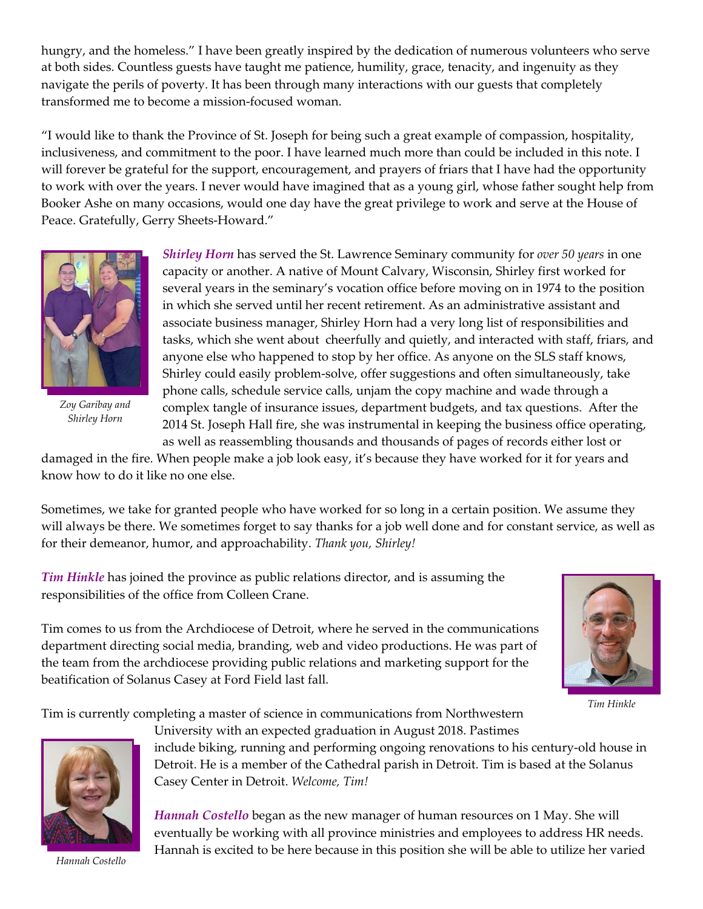hungry, and the homeless." I have been greatly inspired by the dedication of numerous volunteers who serve at both sides. Countless guests have taught me patience, humility, grace, tenacity, and ingenuity as they navigate the perils of poverty. It has been through many interactions with our guests that completely transformed me to become a mission-focused woman.

"I would like to thank the Province of St. Joseph for being such a great example of compassion, hospitality, inclusiveness, and commitment to the poor. I have learned much more than could be included in this note. I will forever be grateful for the support, encouragement, and prayers of friars that I have had the opportunity to work with over the years. I never would have imagined that as a young girl, whose father sought help from Booker Ashe on many occasions, would one day have the great privilege to work and serve at the House of Peace. Gratefully, Gerry Sheets-Howard."

*Zoy Garibay and Shirley Horn*

***Shirley Horn*** has served the St. Lawrence Seminary community for *over 50 years* in one capacity or another. A native of Mount Calvary, Wisconsin, Shirley first worked for several years in the seminary's vocation office before moving on in 1974 to the position in which she served until her recent retirement. As an administrative assistant and associate business manager, Shirley Horn had a very long list of responsibilities and tasks, which she went about cheerfully and quietly, and interacted with staff, friars, and anyone else who happened to stop by her office. As anyone on the SLS staff knows, Shirley could easily problem-solve, offer suggestions and often simultaneously, take phone calls, schedule service calls, unjam the copy machine and wade through a complex tangle of insurance issues, department budgets, and tax questions. After the 2014 St. Joseph Hall fire, she was instrumental in keeping the business office operating, as well as reassembling thousands and thousands of pages of records either lost or damaged in the fire. When people make a job look easy, it's because they have worked for it for years and know how to do it like no one else.

Sometimes, we take for granted people who have worked for so long in a certain position. We assume they will always be there. We sometimes forget to say thanks for a job well done and for constant service, as well as for their demeanor, humor, and approachability. *Thank you, Shirley!*

***Tim Hinkle*** has joined the province as public relations director, and is assuming the responsibilities of the office from Colleen Crane.

Tim comes to us from the Archdiocese of Detroit, where he served in the communications department directing social media, branding, web and video productions. He was part of the team from the archdiocese providing public relations and marketing support for the beatification of Solanus Casey at Ford Field last fall.

*Tim Hinkle*

Tim is currently completing a master of science in communications from Northwestern University with an expected graduation in August 2018. Pastimes include biking, running and performing ongoing renovations to his century-old house in Detroit. He is a member of the Cathedral parish in Detroit. Tim is based at the Solanus Casey Center in Detroit. *Welcome, Tim!*

*Hannah Costello*

***Hannah Costello*** began as the new manager of human resources on 1 May. She will eventually be working with all province ministries and employees to address HR needs. Hannah is excited to be here because in this position she will be able to utilize her varied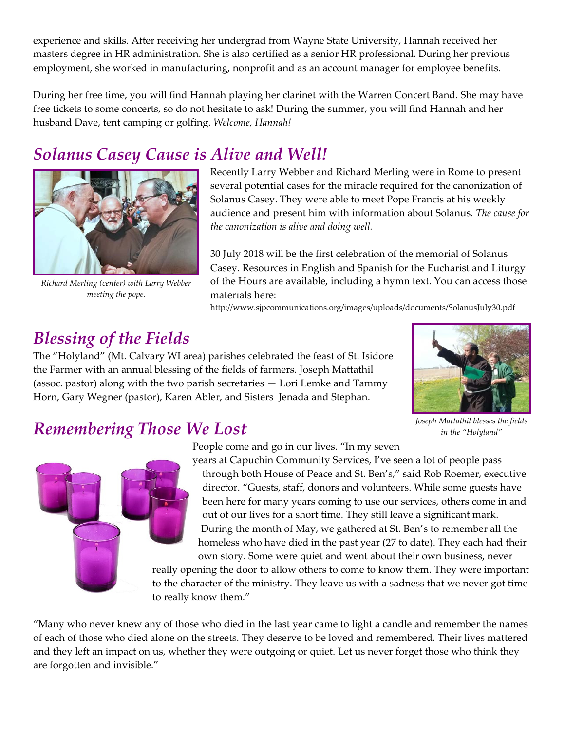experience and skills. After receiving her undergrad from Wayne State University, Hannah received her masters degree in HR administration. She is also certified as a senior HR professional. During her previous employment, she worked in manufacturing, nonprofit and as an account manager for employee benefits.

During her free time, you will find Hannah playing her clarinet with the Warren Concert Band. She may have free tickets to some concerts, so do not hesitate to ask! During the summer, you will find Hannah and her husband Dave, tent camping or golfing. *Welcome, Hannah!*

## *Solanus Casey Cause is Alive and Well!*

*Richard Merling (center) with Larry Webber meeting the pope.*

Recently Larry Webber and Richard Merling were in Rome to present several potential cases for the miracle required for the canonization of Solanus Casey. They were able to meet Pope Francis at his weekly audience and present him with information about Solanus. *The cause for the canonization is alive and doing well.*

30 July 2018 will be the first celebration of the memorial of Solanus Casey. Resources in English and Spanish for the Eucharist and Liturgy of the Hours are available, including a hymn text. You can access those materials here:

http://www.sjpcommunications.org/images/uploads/documents/SolanusJuly30.pdf

## *Blessing of the Fields*

The "Holyland" (Mt. Calvary WI area) parishes celebrated the feast of St. Isidore the Farmer with an annual blessing of the fields of farmers. Joseph Mattathil (assoc. pastor) along with the two parish secretaries — Lori Lemke and Tammy Horn, Gary Wegner (pastor), Karen Abler, and Sisters Jenada and Stephan.

*Joseph Mattathil blesses the fields in the "Holyland"*

## *Remembering Those We Lost*

People come and go in our lives. "In my seven years at Capuchin Community Services, I've seen a lot of people pass through both House of Peace and St. Ben's," said Rob Roemer, executive director. "Guests, staff, donors and volunteers. While some guests have been here for many years coming to use our services, others come in and out of our lives for a short time. They still leave a significant mark. During the month of May, we gathered at St. Ben's to remember all the homeless who have died in the past year (27 to date). They each had their own story. Some were quiet and went about their own business, never really opening the door to allow others to come to know them. They were important to the character of the ministry. They leave us with a sadness that we never got time to really know them."

"Many who never knew any of those who died in the last year came to light a candle and remember the names of each of those who died alone on the streets. They deserve to be loved and remembered. Their lives mattered and they left an impact on us, whether they were outgoing or quiet. Let us never forget those who think they are forgotten and invisible."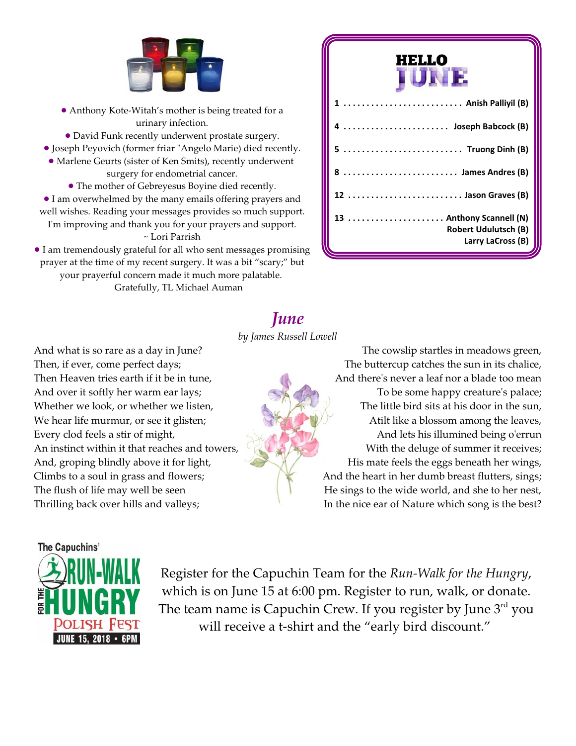- Anthony Kote-Witah's mother is being treated for a urinary infection.
- David Funk recently underwent prostate surgery.
- Joseph Peyovich (former friar "Angelo Marie) died recently.
- Marlene Geurts (sister of Ken Smits), recently underwent surgery for endometrial cancer.
- The mother of Gebreyesus Boyine died recently.
- I am overwhelmed by the many emails offering prayers and well wishes. Reading your messages provides so much support. I'm improving and thank you for your prayers and support. ~ Lori Parrish
- I am tremendously grateful for all who sent messages promising prayer at the time of my recent surgery. It was a bit "scary;" but your prayerful concern made it much more palatable. Gratefully, TL Michael Auman

## HELLO JUNE

1 .......................... **Anish Palliyil (B)**

4 ....................... **Joseph Babcock (B)**

5 .......................... **Truong Dinh (B)**

8 ......................... **James Andres (B)**

12 ......................... **Jason Graves (B)**

13 ..................... **Anthony Scannell (N)**
**Robert Udulutsch (B)**
**Larry LaCross (B)**

## *June*

*by James Russell Lowell*

And what is so rare as a day in June?
Then, if ever, come perfect days;
Then Heaven tries earth if it be in tune,
And over it softly her warm ear lays;
Whether we look, or whether we listen,
We hear life murmur, or see it glisten;
Every clod feels a stir of might,
An instinct within it that reaches and towers,
And, groping blindly above it for light,
Climbs to a soul in grass and flowers;
The flush of life may well be seen
Thrilling back over hills and valleys;

The cowslip startles in meadows green,
The buttercup catches the sun in its chalice,
And there's never a leaf nor a blade too mean
To be some happy creature's palace;
The little bird sits at his door in the sun,
Atilt like a blossom among the leaves,
And lets his illumined being o'errun
With the deluge of summer it receives;
His mate feels the eggs beneath her wings,
And the heart in her dumb breast flutters, sings;
He sings to the wide world, and she to her nest,
In the nice ear of Nature which song is the best?

The Capuchins' RUN-WALK FOR THE HUNGRY
POLISH FEST
JUNE 15, 2018 • 6PM

Register for the Capuchin Team for the *Run-Walk for the Hungry*, which is on June 15 at 6:00 pm. Register to run, walk, or donate. The team name is Capuchin Crew. If you register by June 3rd you will receive a t-shirt and the "early bird discount."